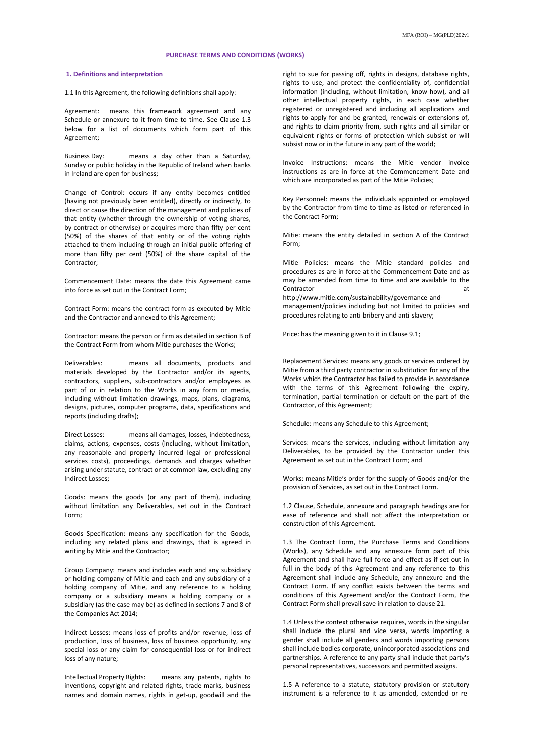# PURCHASE TERMS AND CONDITIONS (WORKS)

## 1. Definitions and interpretation

1.1 In this Agreement, the following definitions shall apply:

Agreement: means this framework agreement and any Schedule or annexure to it from time to time. See Clause 1.3 below for a list of documents which form part of this Agreement;

Business Day: means a day other than a Saturday, Sunday or public holiday in the Republic of Ireland when banks in Ireland are open for business;

Change of Control: occurs if any entity becomes entitled (having not previously been entitled), directly or indirectly, to direct or cause the direction of the management and policies of that entity (whether through the ownership of voting shares, by contract or otherwise) or acquires more than fifty per cent (50%) of the shares of that entity or of the voting rights attached to them including through an initial public offering of more than fifty per cent (50%) of the share capital of the Contractor;

Commencement Date: means the date this Agreement came into force as set out in the Contract Form;

Contract Form: means the contract form as executed by Mitie and the Contractor and annexed to this Agreement;

Contractor: means the person or firm as detailed in section B of the Contract Form from whom Mitie purchases the Works;

Deliverables: means all documents, products and materials developed by the Contractor and/or its agents, contractors, suppliers, sub-contractors and/or employees as part of or in relation to the Works in any form or media, including without limitation drawings, maps, plans, diagrams, designs, pictures, computer programs, data, specifications and reports (including drafts);

Direct Losses: means all damages, losses, indebtedness, claims, actions, expenses, costs (including, without limitation, any reasonable and properly incurred legal or professional services costs), proceedings, demands and charges whether arising under statute, contract or at common law, excluding any Indirect Losses;

Goods: means the goods (or any part of them), including without limitation any Deliverables, set out in the Contract Form;

Goods Specification: means any specification for the Goods, including any related plans and drawings, that is agreed in writing by Mitie and the Contractor;

Group Company: means and includes each and any subsidiary or holding company of Mitie and each and any subsidiary of a holding company of Mitie, and any reference to a holding company or a subsidiary means a holding company or a subsidiary (as the case may be) as defined in sections 7 and 8 of the Companies Act 2014;

Indirect Losses: means loss of profits and/or revenue, loss of production, loss of business, loss of business opportunity, any special loss or any claim for consequential loss or for indirect loss of any nature;

Intellectual Property Rights: means any patents, rights to inventions, copyright and related rights, trade marks, business names and domain names, rights in get-up, goodwill and the right to sue for passing off, rights in designs, database rights, rights to use, and protect the confidentiality of, confidential information (including, without limitation, know-how), and all other intellectual property rights, in each case whether registered or unregistered and including all applications and rights to apply for and be granted, renewals or extensions of, and rights to claim priority from, such rights and all similar or equivalent rights or forms of protection which subsist or will subsist now or in the future in any part of the world;

Invoice Instructions: means the Mitie vendor invoice instructions as are in force at the Commencement Date and which are incorporated as part of the Mitie Policies;

Key Personnel: means the individuals appointed or employed by the Contractor from time to time as listed or referenced in the Contract Form;

Mitie: means the entity detailed in section A of the Contract Form;

Mitie Policies: means the Mitie standard policies and procedures as are in force at the Commencement Date and as may be amended from time to time and are available to the Contractor at http://www.mitie.com/sustainability/governance-and-management/policies including but not limited to policies and procedures relating to anti-bribery and anti-slavery;

Price: has the meaning given to it in Clause 9.1;

Replacement Services: means any goods or services ordered by Mitie from a third party contractor in substitution for any of the Works which the Contractor has failed to provide in accordance with the terms of this Agreement following the expiry, termination, partial termination or default on the part of the Contractor, of this Agreement;

Schedule: means any Schedule to this Agreement;

Services: means the services, including without limitation any Deliverables, to be provided by the Contractor under this Agreement as set out in the Contract Form; and

Works: means Mitie's order for the supply of Goods and/or the provision of Services, as set out in the Contract Form.

1.2 Clause, Schedule, annexure and paragraph headings are for ease of reference and shall not affect the interpretation or construction of this Agreement.

1.3 The Contract Form, the Purchase Terms and Conditions (Works), any Schedule and any annexure form part of this Agreement and shall have full force and effect as if set out in full in the body of this Agreement and any reference to this Agreement shall include any Schedule, any annexure and the Contract Form. If any conflict exists between the terms and conditions of this Agreement and/or the Contract Form, the Contract Form shall prevail save in relation to clause 21.

1.4 Unless the context otherwise requires, words in the singular shall include the plural and vice versa, words importing a gender shall include all genders and words importing persons shall include bodies corporate, unincorporated associations and partnerships. A reference to any party shall include that party's personal representatives, successors and permitted assigns.

1.5 A reference to a statute, statutory provision or statutory instrument is a reference to it as amended, extended or re-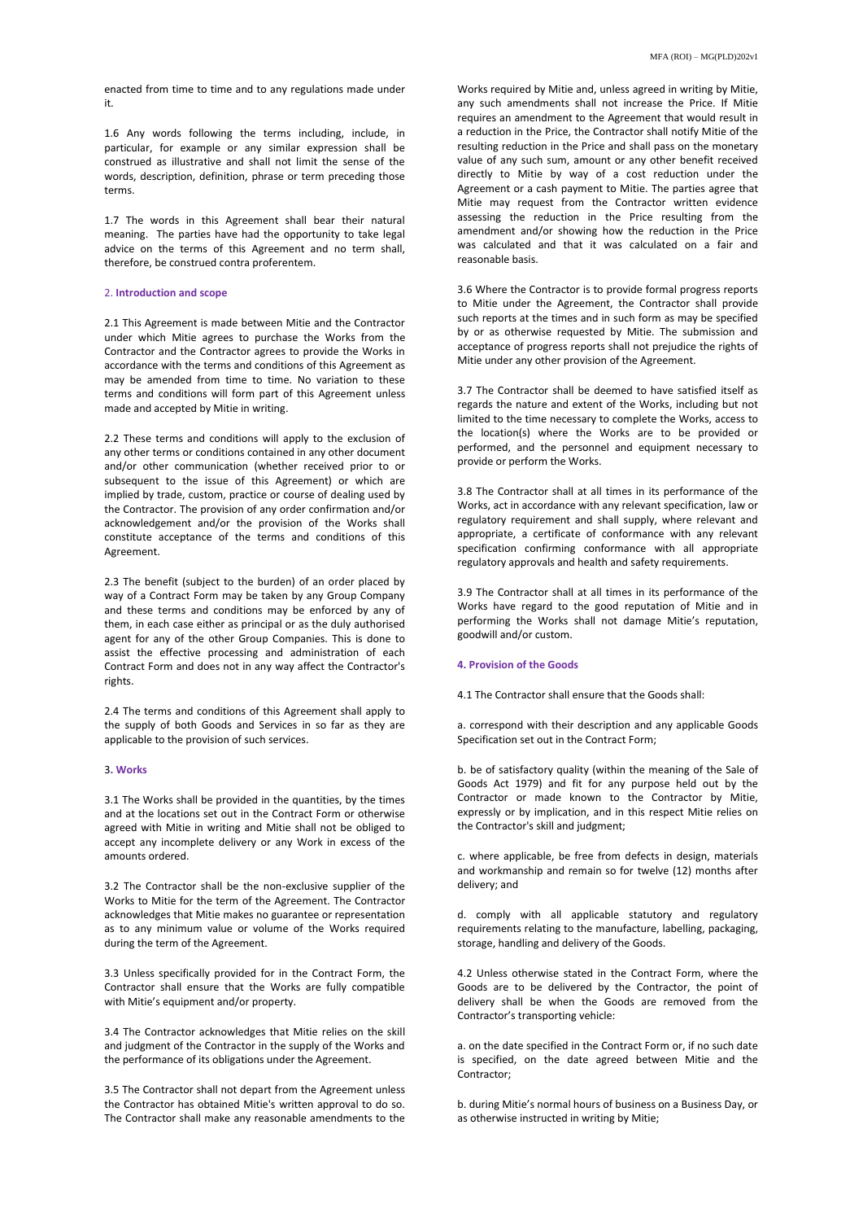enacted from time to time and to any regulations made under it.

1.6 Any words following the terms including, include, in particular, for example or any similar expression shall be construed as illustrative and shall not limit the sense of the words, description, definition, phrase or term preceding those terms.

1.7 The words in this Agreement shall bear their natural meaning. The parties have had the opportunity to take legal advice on the terms of this Agreement and no term shall, therefore, be construed contra proferentem.

## 2. Introduction and scope

2.1 This Agreement is made between Mitie and the Contractor under which Mitie agrees to purchase the Works from the Contractor and the Contractor agrees to provide the Works in accordance with the terms and conditions of this Agreement as may be amended from time to time. No variation to these terms and conditions will form part of this Agreement unless made and accepted by Mitie in writing.

2.2 These terms and conditions will apply to the exclusion of any other terms or conditions contained in any other document and/or other communication (whether received prior to or subsequent to the issue of this Agreement) or which are implied by trade, custom, practice or course of dealing used by the Contractor. The provision of any order confirmation and/or acknowledgement and/or the provision of the Works shall constitute acceptance of the terms and conditions of this Agreement.

2.3 The benefit (subject to the burden) of an order placed by way of a Contract Form may be taken by any Group Company and these terms and conditions may be enforced by any of them, in each case either as principal or as the duly authorised agent for any of the other Group Companies. This is done to assist the effective processing and administration of each Contract Form and does not in any way affect the Contractor's rights.

2.4 The terms and conditions of this Agreement shall apply to the supply of both Goods and Services in so far as they are applicable to the provision of such services.

## 3. Works

3.1 The Works shall be provided in the quantities, by the times and at the locations set out in the Contract Form or otherwise agreed with Mitie in writing and Mitie shall not be obliged to accept any incomplete delivery or any Work in excess of the amounts ordered.

3.2 The Contractor shall be the non-exclusive supplier of the Works to Mitie for the term of the Agreement. The Contractor acknowledges that Mitie makes no guarantee or representation as to any minimum value or volume of the Works required during the term of the Agreement.

3.3 Unless specifically provided for in the Contract Form, the Contractor shall ensure that the Works are fully compatible with Mitie's equipment and/or property.

3.4 The Contractor acknowledges that Mitie relies on the skill and judgment of the Contractor in the supply of the Works and the performance of its obligations under the Agreement.

3.5 The Contractor shall not depart from the Agreement unless the Contractor has obtained Mitie's written approval to do so. The Contractor shall make any reasonable amendments to the Works required by Mitie and, unless agreed in writing by Mitie, any such amendments shall not increase the Price. If Mitie requires an amendment to the Agreement that would result in a reduction in the Price, the Contractor shall notify Mitie of the resulting reduction in the Price and shall pass on the monetary value of any such sum, amount or any other benefit received directly to Mitie by way of a cost reduction under the Agreement or a cash payment to Mitie. The parties agree that Mitie may request from the Contractor written evidence assessing the reduction in the Price resulting from the amendment and/or showing how the reduction in the Price was calculated and that it was calculated on a fair and reasonable basis.

3.6 Where the Contractor is to provide formal progress reports to Mitie under the Agreement, the Contractor shall provide such reports at the times and in such form as may be specified by or as otherwise requested by Mitie. The submission and acceptance of progress reports shall not prejudice the rights of Mitie under any other provision of the Agreement.

3.7 The Contractor shall be deemed to have satisfied itself as regards the nature and extent of the Works, including but not limited to the time necessary to complete the Works, access to the location(s) where the Works are to be provided or performed, and the personnel and equipment necessary to provide or perform the Works.

3.8 The Contractor shall at all times in its performance of the Works, act in accordance with any relevant specification, law or regulatory requirement and shall supply, where relevant and appropriate, a certificate of conformance with any relevant specification confirming conformance with all appropriate regulatory approvals and health and safety requirements.

3.9 The Contractor shall at all times in its performance of the Works have regard to the good reputation of Mitie and in performing the Works shall not damage Mitie's reputation, goodwill and/or custom.

## 4. Provision of the Goods

4.1 The Contractor shall ensure that the Goods shall:

a. correspond with their description and any applicable Goods Specification set out in the Contract Form;

b. be of satisfactory quality (within the meaning of the Sale of Goods Act 1979) and fit for any purpose held out by the Contractor or made known to the Contractor by Mitie, expressly or by implication, and in this respect Mitie relies on the Contractor's skill and judgment;

c. where applicable, be free from defects in design, materials and workmanship and remain so for twelve (12) months after delivery; and

d. comply with all applicable statutory and regulatory requirements relating to the manufacture, labelling, packaging, storage, handling and delivery of the Goods.

4.2 Unless otherwise stated in the Contract Form, where the Goods are to be delivered by the Contractor, the point of delivery shall be when the Goods are removed from the Contractor's transporting vehicle:

a. on the date specified in the Contract Form or, if no such date is specified, on the date agreed between Mitie and the Contractor;

b. during Mitie's normal hours of business on a Business Day, or as otherwise instructed in writing by Mitie;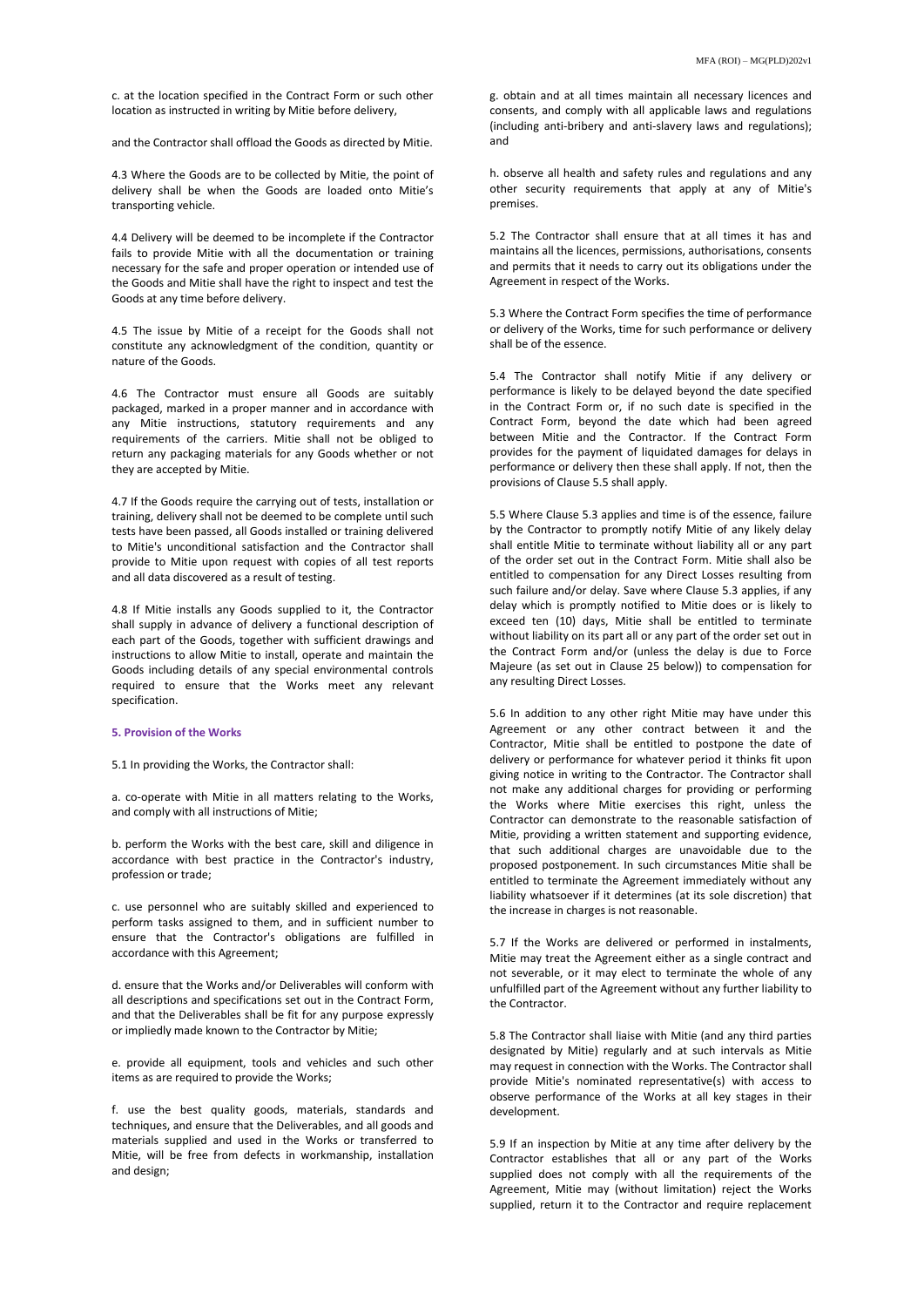c. at the location specified in the Contract Form or such other location as instructed in writing by Mitie before delivery,

and the Contractor shall offload the Goods as directed by Mitie.

4.3 Where the Goods are to be collected by Mitie, the point of delivery shall be when the Goods are loaded onto Mitie's transporting vehicle.

4.4 Delivery will be deemed to be incomplete if the Contractor fails to provide Mitie with all the documentation or training necessary for the safe and proper operation or intended use of the Goods and Mitie shall have the right to inspect and test the Goods at any time before delivery.

4.5 The issue by Mitie of a receipt for the Goods shall not constitute any acknowledgment of the condition, quantity or nature of the Goods.

4.6 The Contractor must ensure all Goods are suitably packaged, marked in a proper manner and in accordance with any Mitie instructions, statutory requirements and any requirements of the carriers. Mitie shall not be obliged to return any packaging materials for any Goods whether or not they are accepted by Mitie.

4.7 If the Goods require the carrying out of tests, installation or training, delivery shall not be deemed to be complete until such tests have been passed, all Goods installed or training delivered to Mitie's unconditional satisfaction and the Contractor shall provide to Mitie upon request with copies of all test reports and all data discovered as a result of testing.

4.8 If Mitie installs any Goods supplied to it, the Contractor shall supply in advance of delivery a functional description of each part of the Goods, together with sufficient drawings and instructions to allow Mitie to install, operate and maintain the Goods including details of any special environmental controls required to ensure that the Works meet any relevant specification.

### 5. Provision of the Works

5.1 In providing the Works, the Contractor shall:

a. co-operate with Mitie in all matters relating to the Works, and comply with all instructions of Mitie;

b. perform the Works with the best care, skill and diligence in accordance with best practice in the Contractor's industry, profession or trade;

c. use personnel who are suitably skilled and experienced to perform tasks assigned to them, and in sufficient number to ensure that the Contractor's obligations are fulfilled in accordance with this Agreement;

d. ensure that the Works and/or Deliverables will conform with all descriptions and specifications set out in the Contract Form, and that the Deliverables shall be fit for any purpose expressly or impliedly made known to the Contractor by Mitie;

e. provide all equipment, tools and vehicles and such other items as are required to provide the Works;

f. use the best quality goods, materials, standards and techniques, and ensure that the Deliverables, and all goods and materials supplied and used in the Works or transferred to Mitie, will be free from defects in workmanship, installation and design;

g. obtain and at all times maintain all necessary licences and consents, and comply with all applicable laws and regulations (including anti-bribery and anti-slavery laws and regulations); and

h. observe all health and safety rules and regulations and any other security requirements that apply at any of Mitie's premises.

5.2 The Contractor shall ensure that at all times it has and maintains all the licences, permissions, authorisations, consents and permits that it needs to carry out its obligations under the Agreement in respect of the Works.

5.3 Where the Contract Form specifies the time of performance or delivery of the Works, time for such performance or delivery shall be of the essence.

5.4 The Contractor shall notify Mitie if any delivery or performance is likely to be delayed beyond the date specified in the Contract Form or, if no such date is specified in the Contract Form, beyond the date which had been agreed between Mitie and the Contractor. If the Contract Form provides for the payment of liquidated damages for delays in performance or delivery then these shall apply. If not, then the provisions of Clause 5.5 shall apply.

5.5 Where Clause 5.3 applies and time is of the essence, failure by the Contractor to promptly notify Mitie of any likely delay shall entitle Mitie to terminate without liability all or any part of the order set out in the Contract Form. Mitie shall also be entitled to compensation for any Direct Losses resulting from such failure and/or delay. Save where Clause 5.3 applies, if any delay which is promptly notified to Mitie does or is likely to exceed ten (10) days, Mitie shall be entitled to terminate without liability on its part all or any part of the order set out in the Contract Form and/or (unless the delay is due to Force Majeure (as set out in Clause 25 below)) to compensation for any resulting Direct Losses.

5.6 In addition to any other right Mitie may have under this Agreement or any other contract between it and the Contractor, Mitie shall be entitled to postpone the date of delivery or performance for whatever period it thinks fit upon giving notice in writing to the Contractor. The Contractor shall not make any additional charges for providing or performing the Works where Mitie exercises this right, unless the Contractor can demonstrate to the reasonable satisfaction of Mitie, providing a written statement and supporting evidence, that such additional charges are unavoidable due to the proposed postponement. In such circumstances Mitie shall be entitled to terminate the Agreement immediately without any liability whatsoever if it determines (at its sole discretion) that the increase in charges is not reasonable.

5.7 If the Works are delivered or performed in instalments, Mitie may treat the Agreement either as a single contract and not severable, or it may elect to terminate the whole of any unfulfilled part of the Agreement without any further liability to the Contractor.

5.8 The Contractor shall liaise with Mitie (and any third parties designated by Mitie) regularly and at such intervals as Mitie may request in connection with the Works. The Contractor shall provide Mitie's nominated representative(s) with access to observe performance of the Works at all key stages in their development.

5.9 If an inspection by Mitie at any time after delivery by the Contractor establishes that all or any part of the Works supplied does not comply with all the requirements of the Agreement, Mitie may (without limitation) reject the Works supplied, return it to the Contractor and require replacement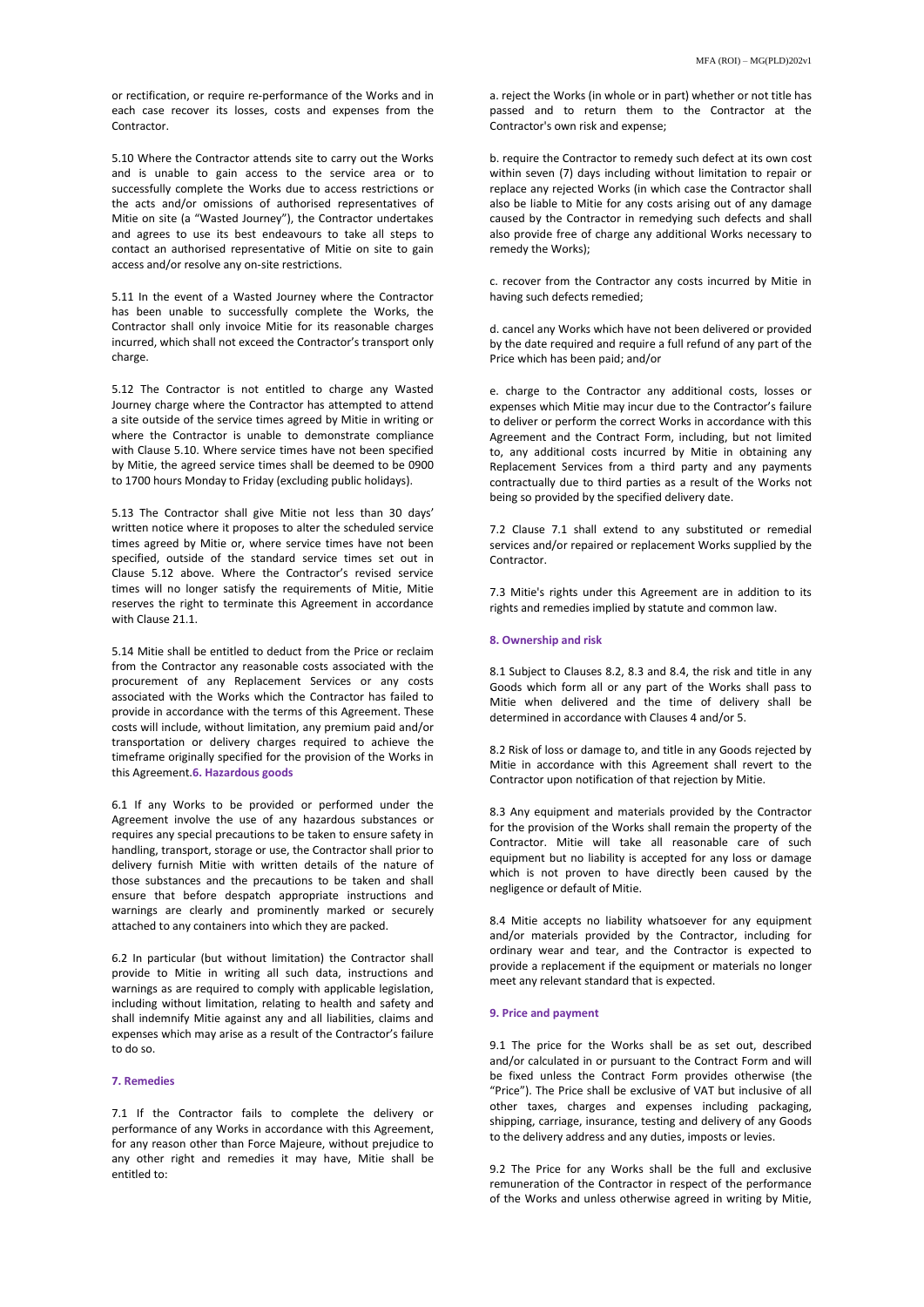or rectification, or require re-performance of the Works and in each case recover its losses, costs and expenses from the Contractor.

5.10 Where the Contractor attends site to carry out the Works and is unable to gain access to the service area or to successfully complete the Works due to access restrictions or the acts and/or omissions of authorised representatives of Mitie on site (a "Wasted Journey"), the Contractor undertakes and agrees to use its best endeavours to take all steps to contact an authorised representative of Mitie on site to gain access and/or resolve any on-site restrictions.

5.11 In the event of a Wasted Journey where the Contractor has been unable to successfully complete the Works, the Contractor shall only invoice Mitie for its reasonable charges incurred, which shall not exceed the Contractor's transport only charge.

5.12 The Contractor is not entitled to charge any Wasted Journey charge where the Contractor has attempted to attend a site outside of the service times agreed by Mitie in writing or where the Contractor is unable to demonstrate compliance with Clause 5.10. Where service times have not been specified by Mitie, the agreed service times shall be deemed to be 0900 to 1700 hours Monday to Friday (excluding public holidays).

5.13 The Contractor shall give Mitie not less than 30 days' written notice where it proposes to alter the scheduled service times agreed by Mitie or, where service times have not been specified, outside of the standard service times set out in Clause 5.12 above. Where the Contractor's revised service times will no longer satisfy the requirements of Mitie, Mitie reserves the right to terminate this Agreement in accordance with Clause 21.1.

5.14 Mitie shall be entitled to deduct from the Price or reclaim from the Contractor any reasonable costs associated with the procurement of any Replacement Services or any costs associated with the Works which the Contractor has failed to provide in accordance with the terms of this Agreement. These costs will include, without limitation, any premium paid and/or transportation or delivery charges required to achieve the timeframe originally specified for the provision of the Works in this Agreement.

**6. Hazardous goods**

6.1 If any Works to be provided or performed under the Agreement involve the use of any hazardous substances or requires any special precautions to be taken to ensure safety in handling, transport, storage or use, the Contractor shall prior to delivery furnish Mitie with written details of the nature of those substances and the precautions to be taken and shall ensure that before despatch appropriate instructions and warnings are clearly and prominently marked or securely attached to any containers into which they are packed.

6.2 In particular (but without limitation) the Contractor shall provide to Mitie in writing all such data, instructions and warnings as are required to comply with applicable legislation, including without limitation, relating to health and safety and shall indemnify Mitie against any and all liabilities, claims and expenses which may arise as a result of the Contractor's failure to do so.

**7. Remedies**

7.1 If the Contractor fails to complete the delivery or performance of any Works in accordance with this Agreement, for any reason other than Force Majeure, without prejudice to any other right and remedies it may have, Mitie shall be entitled to:

a. reject the Works (in whole or in part) whether or not title has passed and to return them to the Contractor at the Contractor's own risk and expense;

b. require the Contractor to remedy such defect at its own cost within seven (7) days including without limitation to repair or replace any rejected Works (in which case the Contractor shall also be liable to Mitie for any costs arising out of any damage caused by the Contractor in remedying such defects and shall also provide free of charge any additional Works necessary to remedy the Works);

c. recover from the Contractor any costs incurred by Mitie in having such defects remedied;

d. cancel any Works which have not been delivered or provided by the date required and require a full refund of any part of the Price which has been paid; and/or

e. charge to the Contractor any additional costs, losses or expenses which Mitie may incur due to the Contractor's failure to deliver or perform the correct Works in accordance with this Agreement and the Contract Form, including, but not limited to, any additional costs incurred by Mitie in obtaining any Replacement Services from a third party and any payments contractually due to third parties as a result of the Works not being so provided by the specified delivery date.

7.2 Clause 7.1 shall extend to any substituted or remedial services and/or repaired or replacement Works supplied by the Contractor.

7.3 Mitie's rights under this Agreement are in addition to its rights and remedies implied by statute and common law.

**8. Ownership and risk**

8.1 Subject to Clauses 8.2, 8.3 and 8.4, the risk and title in any Goods which form all or any part of the Works shall pass to Mitie when delivered and the time of delivery shall be determined in accordance with Clauses 4 and/or 5.

8.2 Risk of loss or damage to, and title in any Goods rejected by Mitie in accordance with this Agreement shall revert to the Contractor upon notification of that rejection by Mitie.

8.3 Any equipment and materials provided by the Contractor for the provision of the Works shall remain the property of the Contractor. Mitie will take all reasonable care of such equipment but no liability is accepted for any loss or damage which is not proven to have directly been caused by the negligence or default of Mitie.

8.4 Mitie accepts no liability whatsoever for any equipment and/or materials provided by the Contractor, including for ordinary wear and tear, and the Contractor is expected to provide a replacement if the equipment or materials no longer meet any relevant standard that is expected.

**9. Price and payment**

9.1 The price for the Works shall be as set out, described and/or calculated in or pursuant to the Contract Form and will be fixed unless the Contract Form provides otherwise (the "Price"). The Price shall be exclusive of VAT but inclusive of all other taxes, charges and expenses including packaging, shipping, carriage, insurance, testing and delivery of any Goods to the delivery address and any duties, imposts or levies.

9.2 The Price for any Works shall be the full and exclusive remuneration of the Contractor in respect of the performance of the Works and unless otherwise agreed in writing by Mitie,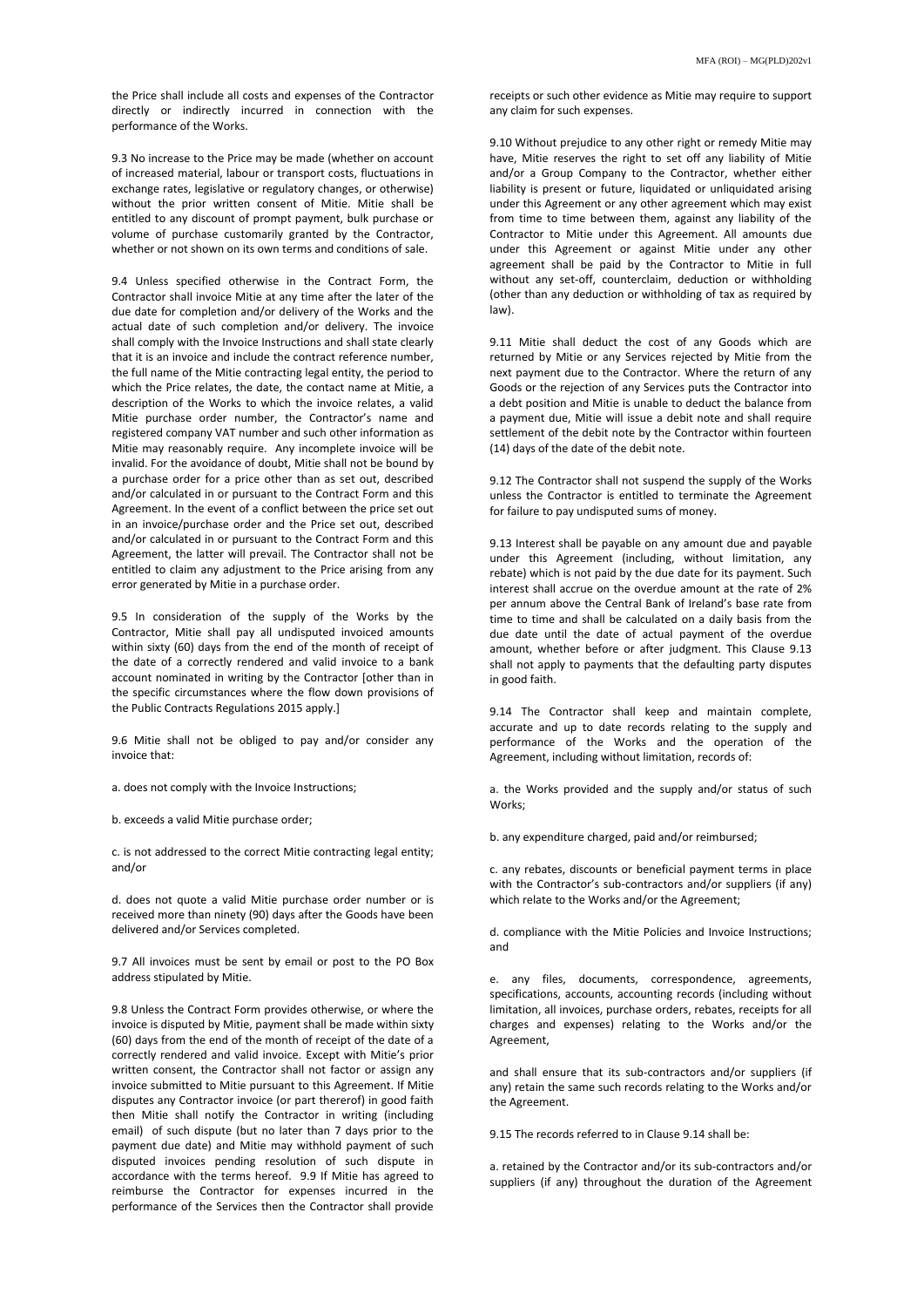the Price shall include all costs and expenses of the Contractor directly or indirectly incurred in connection with the performance of the Works.

9.3 No increase to the Price may be made (whether on account of increased material, labour or transport costs, fluctuations in exchange rates, legislative or regulatory changes, or otherwise) without the prior written consent of Mitie. Mitie shall be entitled to any discount of prompt payment, bulk purchase or volume of purchase customarily granted by the Contractor, whether or not shown on its own terms and conditions of sale.

9.4 Unless specified otherwise in the Contract Form, the Contractor shall invoice Mitie at any time after the later of the due date for completion and/or delivery of the Works and the actual date of such completion and/or delivery. The invoice shall comply with the Invoice Instructions and shall state clearly that it is an invoice and include the contract reference number, the full name of the Mitie contracting legal entity, the period to which the Price relates, the date, the contact name at Mitie, a description of the Works to which the invoice relates, a valid Mitie purchase order number, the Contractor's name and registered company VAT number and such other information as Mitie may reasonably require. Any incomplete invoice will be invalid. For the avoidance of doubt, Mitie shall not be bound by a purchase order for a price other than as set out, described and/or calculated in or pursuant to the Contract Form and this Agreement. In the event of a conflict between the price set out in an invoice/purchase order and the Price set out, described and/or calculated in or pursuant to the Contract Form and this Agreement, the latter will prevail. The Contractor shall not be entitled to claim any adjustment to the Price arising from any error generated by Mitie in a purchase order.

9.5 In consideration of the supply of the Works by the Contractor, Mitie shall pay all undisputed invoiced amounts within sixty (60) days from the end of the month of receipt of the date of a correctly rendered and valid invoice to a bank account nominated in writing by the Contractor [other than in the specific circumstances where the flow down provisions of the Public Contracts Regulations 2015 apply.]

9.6 Mitie shall not be obliged to pay and/or consider any invoice that:

a. does not comply with the Invoice Instructions;

b. exceeds a valid Mitie purchase order;

c. is not addressed to the correct Mitie contracting legal entity; and/or

d. does not quote a valid Mitie purchase order number or is received more than ninety (90) days after the Goods have been delivered and/or Services completed.

9.7 All invoices must be sent by email or post to the PO Box address stipulated by Mitie.

9.8 Unless the Contract Form provides otherwise, or where the invoice is disputed by Mitie, payment shall be made within sixty (60) days from the end of the month of receipt of the date of a correctly rendered and valid invoice. Except with Mitie's prior written consent, the Contractor shall not factor or assign any invoice submitted to Mitie pursuant to this Agreement. If Mitie disputes any Contractor invoice (or part thereof) in good faith then Mitie shall notify the Contractor in writing (including email) of such dispute (but no later than 7 days prior to the payment due date) and Mitie may withhold payment of such disputed invoices pending resolution of such dispute in accordance with the terms hereof. 9.9 If Mitie has agreed to reimburse the Contractor for expenses incurred in the performance of the Services then the Contractor shall provide receipts or such other evidence as Mitie may require to support any claim for such expenses.

9.10 Without prejudice to any other right or remedy Mitie may have, Mitie reserves the right to set off any liability of Mitie and/or a Group Company to the Contractor, whether either liability is present or future, liquidated or unliquidated arising under this Agreement or any other agreement which may exist from time to time between them, against any liability of the Contractor to Mitie under this Agreement. All amounts due under this Agreement or against Mitie under any other agreement shall be paid by the Contractor to Mitie in full without any set-off, counterclaim, deduction or withholding (other than any deduction or withholding of tax as required by law).

9.11 Mitie shall deduct the cost of any Goods which are returned by Mitie or any Services rejected by Mitie from the next payment due to the Contractor. Where the return of any Goods or the rejection of any Services puts the Contractor into a debt position and Mitie is unable to deduct the balance from a payment due, Mitie will issue a debit note and shall require settlement of the debit note by the Contractor within fourteen (14) days of the date of the debit note.

9.12 The Contractor shall not suspend the supply of the Works unless the Contractor is entitled to terminate the Agreement for failure to pay undisputed sums of money.

9.13 Interest shall be payable on any amount due and payable under this Agreement (including, without limitation, any rebate) which is not paid by the due date for its payment. Such interest shall accrue on the overdue amount at the rate of 2% per annum above the Central Bank of Ireland's base rate from time to time and shall be calculated on a daily basis from the due date until the date of actual payment of the overdue amount, whether before or after judgment. This Clause 9.13 shall not apply to payments that the defaulting party disputes in good faith.

9.14 The Contractor shall keep and maintain complete, accurate and up to date records relating to the supply and performance of the Works and the operation of the Agreement, including without limitation, records of:

a. the Works provided and the supply and/or status of such Works;

b. any expenditure charged, paid and/or reimbursed;

c. any rebates, discounts or beneficial payment terms in place with the Contractor's sub-contractors and/or suppliers (if any) which relate to the Works and/or the Agreement;

d. compliance with the Mitie Policies and Invoice Instructions; and

e. any files, documents, correspondence, agreements, specifications, accounts, accounting records (including without limitation, all invoices, purchase orders, rebates, receipts for all charges and expenses) relating to the Works and/or the Agreement,

and shall ensure that its sub-contractors and/or suppliers (if any) retain the same such records relating to the Works and/or the Agreement.

9.15 The records referred to in Clause 9.14 shall be:

a. retained by the Contractor and/or its sub-contractors and/or suppliers (if any) throughout the duration of the Agreement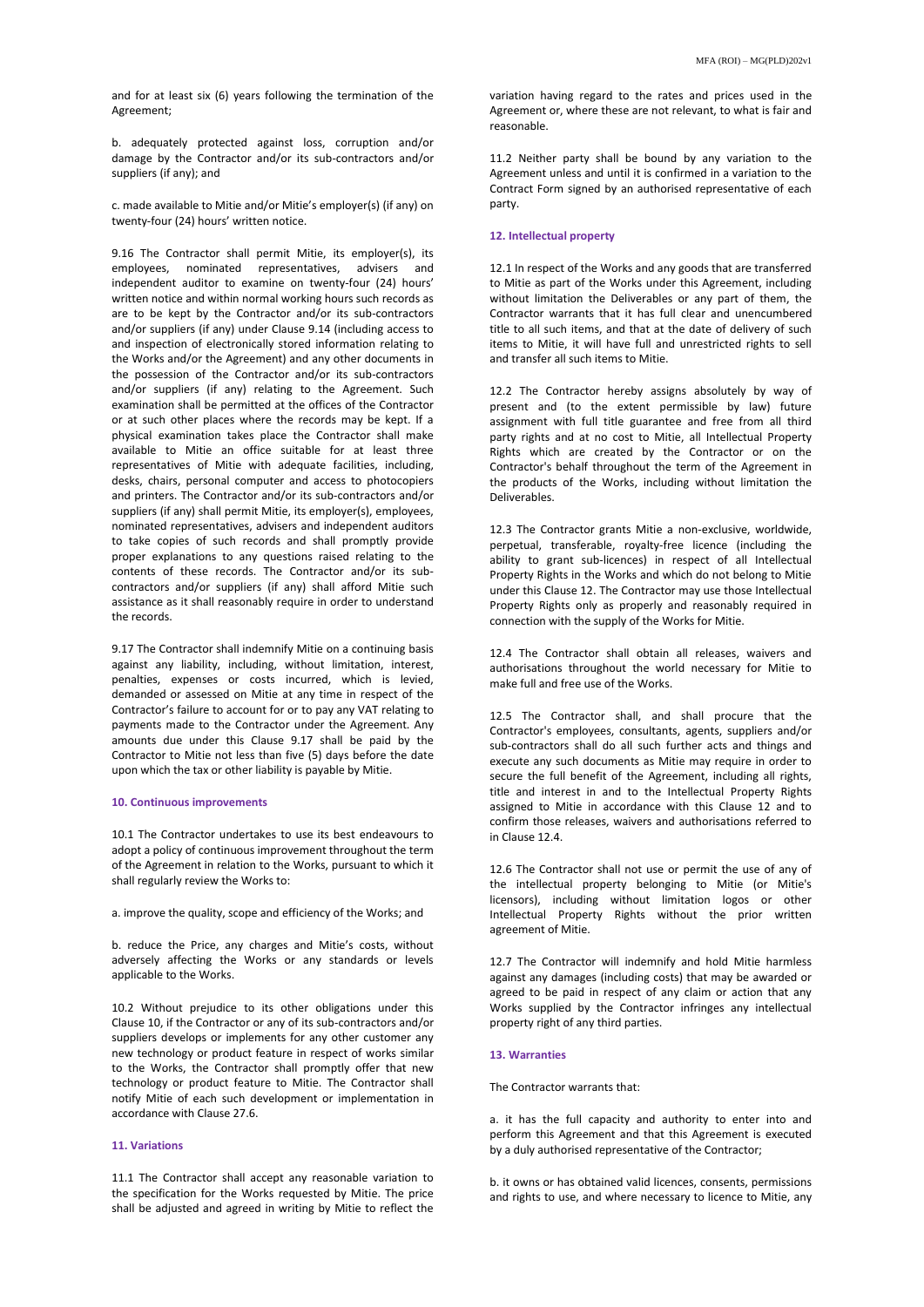and for at least six (6) years following the termination of the Agreement;

b. adequately protected against loss, corruption and/or damage by the Contractor and/or its sub-contractors and/or suppliers (if any); and

c. made available to Mitie and/or Mitie's employer(s) (if any) on twenty-four (24) hours' written notice.

9.16 The Contractor shall permit Mitie, its employer(s), its employees, nominated representatives, advisers and independent auditor to examine on twenty-four (24) hours' written notice and within normal working hours such records as are to be kept by the Contractor and/or its sub-contractors and/or suppliers (if any) under Clause 9.14 (including access to and inspection of electronically stored information relating to the Works and/or the Agreement) and any other documents in the possession of the Contractor and/or its sub-contractors and/or suppliers (if any) relating to the Agreement. Such examination shall be permitted at the offices of the Contractor or at such other places where the records may be kept. If a physical examination takes place the Contractor shall make available to Mitie an office suitable for at least three representatives of Mitie with adequate facilities, including, desks, chairs, personal computer and access to photocopiers and printers. The Contractor and/or its sub-contractors and/or suppliers (if any) shall permit Mitie, its employer(s), employees, nominated representatives, advisers and independent auditors to take copies of such records and shall promptly provide proper explanations to any questions raised relating to the contents of these records. The Contractor and/or its sub-contractors and/or suppliers (if any) shall afford Mitie such assistance as it shall reasonably require in order to understand the records.

9.17 The Contractor shall indemnify Mitie on a continuing basis against any liability, including, without limitation, interest, penalties, expenses or costs incurred, which is levied, demanded or assessed on Mitie at any time in respect of the Contractor's failure to account for or to pay any VAT relating to payments made to the Contractor under the Agreement. Any amounts due under this Clause 9.17 shall be paid by the Contractor to Mitie not less than five (5) days before the date upon which the tax or other liability is payable by Mitie.

## 10. Continuous improvements

10.1 The Contractor undertakes to use its best endeavours to adopt a policy of continuous improvement throughout the term of the Agreement in relation to the Works, pursuant to which it shall regularly review the Works to:

a. improve the quality, scope and efficiency of the Works; and

b. reduce the Price, any charges and Mitie's costs, without adversely affecting the Works or any standards or levels applicable to the Works.

10.2 Without prejudice to its other obligations under this Clause 10, if the Contractor or any of its sub-contractors and/or suppliers develops or implements for any other customer any new technology or product feature in respect of works similar to the Works, the Contractor shall promptly offer that new technology or product feature to Mitie. The Contractor shall notify Mitie of each such development or implementation in accordance with Clause 27.6.

## 11. Variations

11.1 The Contractor shall accept any reasonable variation to the specification for the Works requested by Mitie. The price shall be adjusted and agreed in writing by Mitie to reflect the variation having regard to the rates and prices used in the Agreement or, where these are not relevant, to what is fair and reasonable.

11.2 Neither party shall be bound by any variation to the Agreement unless and until it is confirmed in a variation to the Contract Form signed by an authorised representative of each party.

## 12. Intellectual property

12.1 In respect of the Works and any goods that are transferred to Mitie as part of the Works under this Agreement, including without limitation the Deliverables or any part of them, the Contractor warrants that it has full clear and unencumbered title to all such items, and that at the date of delivery of such items to Mitie, it will have full and unrestricted rights to sell and transfer all such items to Mitie.

12.2 The Contractor hereby assigns absolutely by way of present and (to the extent permissible by law) future assignment with full title guarantee and free from all third party rights and at no cost to Mitie, all Intellectual Property Rights which are created by the Contractor or on the Contractor's behalf throughout the term of the Agreement in the products of the Works, including without limitation the Deliverables.

12.3 The Contractor grants Mitie a non-exclusive, worldwide, perpetual, transferable, royalty-free licence (including the ability to grant sub-licences) in respect of all Intellectual Property Rights in the Works and which do not belong to Mitie under this Clause 12. The Contractor may use those Intellectual Property Rights only as properly and reasonably required in connection with the supply of the Works for Mitie.

12.4 The Contractor shall obtain all releases, waivers and authorisations throughout the world necessary for Mitie to make full and free use of the Works.

12.5 The Contractor shall, and shall procure that the Contractor's employees, consultants, agents, suppliers and/or sub-contractors shall do all such further acts and things and execute any such documents as Mitie may require in order to secure the full benefit of the Agreement, including all rights, title and interest in and to the Intellectual Property Rights assigned to Mitie in accordance with this Clause 12 and to confirm those releases, waivers and authorisations referred to in Clause 12.4.

12.6 The Contractor shall not use or permit the use of any of the intellectual property belonging to Mitie (or Mitie's licensors), including without limitation logos or other Intellectual Property Rights without the prior written agreement of Mitie.

12.7 The Contractor will indemnify and hold Mitie harmless against any damages (including costs) that may be awarded or agreed to be paid in respect of any claim or action that any Works supplied by the Contractor infringes any intellectual property right of any third parties.

## 13. Warranties

The Contractor warrants that:

a. it has the full capacity and authority to enter into and perform this Agreement and that this Agreement is executed by a duly authorised representative of the Contractor;

b. it owns or has obtained valid licences, consents, permissions and rights to use, and where necessary to licence to Mitie, any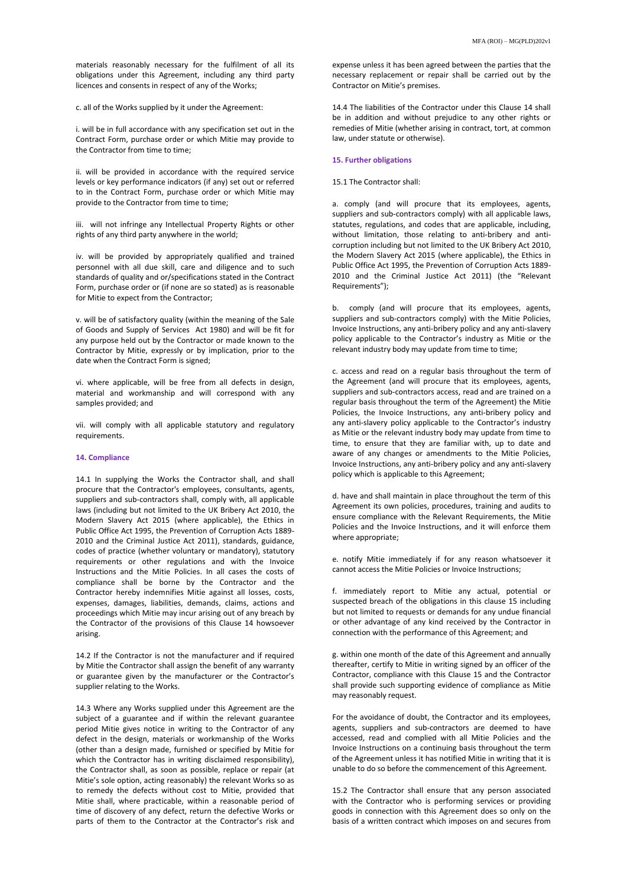materials reasonably necessary for the fulfilment of all its obligations under this Agreement, including any third party licences and consents in respect of any of the Works;

c. all of the Works supplied by it under the Agreement:

i. will be in full accordance with any specification set out in the Contract Form, purchase order or which Mitie may provide to the Contractor from time to time;

ii. will be provided in accordance with the required service levels or key performance indicators (if any) set out or referred to in the Contract Form, purchase order or which Mitie may provide to the Contractor from time to time;

iii. will not infringe any Intellectual Property Rights or other rights of any third party anywhere in the world;

iv. will be provided by appropriately qualified and trained personnel with all due skill, care and diligence and to such standards of quality and or/specifications stated in the Contract Form, purchase order or (if none are so stated) as is reasonable for Mitie to expect from the Contractor;

v. will be of satisfactory quality (within the meaning of the Sale of Goods and Supply of Services Act 1980) and will be fit for any purpose held out by the Contractor or made known to the Contractor by Mitie, expressly or by implication, prior to the date when the Contract Form is signed;

vi. where applicable, will be free from all defects in design, material and workmanship and will correspond with any samples provided; and

vii. will comply with all applicable statutory and regulatory requirements.

**14. Compliance**

14.1 In supplying the Works the Contractor shall, and shall procure that the Contractor's employees, consultants, agents, suppliers and sub-contractors shall, comply with, all applicable laws (including but not limited to the UK Bribery Act 2010, the Modern Slavery Act 2015 (where applicable), the Ethics in Public Office Act 1995, the Prevention of Corruption Acts 1889-2010 and the Criminal Justice Act 2011), standards, guidance, codes of practice (whether voluntary or mandatory), statutory requirements or other regulations and with the Invoice Instructions and the Mitie Policies. In all cases the costs of compliance shall be borne by the Contractor and the Contractor hereby indemnifies Mitie against all losses, costs, expenses, damages, liabilities, demands, claims, actions and proceedings which Mitie may incur arising out of any breach by the Contractor of the provisions of this Clause 14 howsoever arising.

14.2 If the Contractor is not the manufacturer and if required by Mitie the Contractor shall assign the benefit of any warranty or guarantee given by the manufacturer or the Contractor's supplier relating to the Works.

14.3 Where any Works supplied under this Agreement are the subject of a guarantee and if within the relevant guarantee period Mitie gives notice in writing to the Contractor of any defect in the design, materials or workmanship of the Works (other than a design made, furnished or specified by Mitie for which the Contractor has in writing disclaimed responsibility), the Contractor shall, as soon as possible, replace or repair (at Mitie's sole option, acting reasonably) the relevant Works so as to remedy the defects without cost to Mitie, provided that Mitie shall, where practicable, within a reasonable period of time of discovery of any defect, return the defective Works or parts of them to the Contractor at the Contractor's risk and expense unless it has been agreed between the parties that the necessary replacement or repair shall be carried out by the Contractor on Mitie's premises.

14.4 The liabilities of the Contractor under this Clause 14 shall be in addition and without prejudice to any other rights or remedies of Mitie (whether arising in contract, tort, at common law, under statute or otherwise).

**15. Further obligations**

15.1 The Contractor shall:

a. comply (and will procure that its employees, agents, suppliers and sub-contractors comply) with all applicable laws, statutes, regulations, and codes that are applicable, including, without limitation, those relating to anti-bribery and anti-corruption including but not limited to the UK Bribery Act 2010, the Modern Slavery Act 2015 (where applicable), the Ethics in Public Office Act 1995, the Prevention of Corruption Acts 1889-2010 and the Criminal Justice Act 2011) (the "Relevant Requirements");

b. comply (and will procure that its employees, agents, suppliers and sub-contractors comply) with the Mitie Policies, Invoice Instructions, any anti-bribery policy and any anti-slavery policy applicable to the Contractor's industry as Mitie or the relevant industry body may update from time to time;

c. access and read on a regular basis throughout the term of the Agreement (and will procure that its employees, agents, suppliers and sub-contractors access, read and are trained on a regular basis throughout the term of the Agreement) the Mitie Policies, the Invoice Instructions, any anti-bribery policy and any anti-slavery policy applicable to the Contractor's industry as Mitie or the relevant industry body may update from time to time, to ensure that they are familiar with, up to date and aware of any changes or amendments to the Mitie Policies, Invoice Instructions, any anti-bribery policy and any anti-slavery policy which is applicable to this Agreement;

d. have and shall maintain in place throughout the term of this Agreement its own policies, procedures, training and audits to ensure compliance with the Relevant Requirements, the Mitie Policies and the Invoice Instructions, and it will enforce them where appropriate;

e. notify Mitie immediately if for any reason whatsoever it cannot access the Mitie Policies or Invoice Instructions;

f. immediately report to Mitie any actual, potential or suspected breach of the obligations in this clause 15 including but not limited to requests or demands for any undue financial or other advantage of any kind received by the Contractor in connection with the performance of this Agreement; and

g. within one month of the date of this Agreement and annually thereafter, certify to Mitie in writing signed by an officer of the Contractor, compliance with this Clause 15 and the Contractor shall provide such supporting evidence of compliance as Mitie may reasonably request.

For the avoidance of doubt, the Contractor and its employees, agents, suppliers and sub-contractors are deemed to have accessed, read and complied with all Mitie Policies and the Invoice Instructions on a continuing basis throughout the term of the Agreement unless it has notified Mitie in writing that it is unable to do so before the commencement of this Agreement.

15.2 The Contractor shall ensure that any person associated with the Contractor who is performing services or providing goods in connection with this Agreement does so only on the basis of a written contract which imposes on and secures from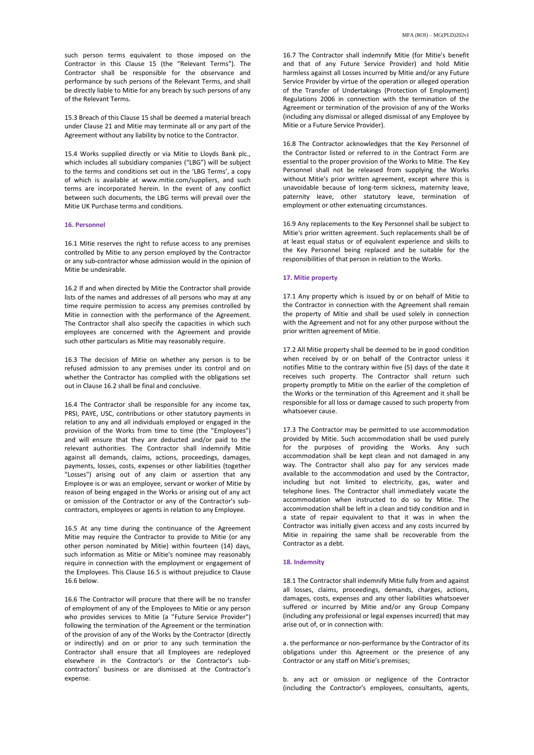such person terms equivalent to those imposed on the Contractor in this Clause 15 (the "Relevant Terms"). The Contractor shall be responsible for the observance and performance by such persons of the Relevant Terms, and shall be directly liable to Mitie for any breach by such persons of any of the Relevant Terms.

15.3 Breach of this Clause 15 shall be deemed a material breach under Clause 21 and Mitie may terminate all or any part of the Agreement without any liability by notice to the Contractor.

15.4 Works supplied directly or via Mitie to Lloyds Bank plc., which includes all subsidiary companies ("LBG") will be subject to the terms and conditions set out in the 'LBG Terms', a copy of which is available at www.mitie.com/suppliers, and such terms are incorporated herein. In the event of any conflict between such documents, the LBG terms will prevail over the Mitie UK Purchase terms and conditions.

### 16. Personnel

16.1 Mitie reserves the right to refuse access to any premises controlled by Mitie to any person employed by the Contractor or any sub-contractor whose admission would in the opinion of Mitie be undesirable.

16.2 If and when directed by Mitie the Contractor shall provide lists of the names and addresses of all persons who may at any time require permission to access any premises controlled by Mitie in connection with the performance of the Agreement. The Contractor shall also specify the capacities in which such employees are concerned with the Agreement and provide such other particulars as Mitie may reasonably require.

16.3 The decision of Mitie on whether any person is to be refused admission to any premises under its control and on whether the Contractor has complied with the obligations set out in Clause 16.2 shall be final and conclusive.

16.4 The Contractor shall be responsible for any income tax, PRSI, PAYE, USC, contributions or other statutory payments in relation to any and all individuals employed or engaged in the provision of the Works from time to time (the "Employees") and will ensure that they are deducted and/or paid to the relevant authorities. The Contractor shall indemnify Mitie against all demands, claims, actions, proceedings, damages, payments, losses, costs, expenses or other liabilities (together "Losses") arising out of any claim or assertion that any Employee is or was an employee, servant or worker of Mitie by reason of being engaged in the Works or arising out of any act or omission of the Contractor or any of the Contractor's sub-contractors, employees or agents in relation to any Employee.

16.5 At any time during the continuance of the Agreement Mitie may require the Contractor to provide to Mitie (or any other person nominated by Mitie) within fourteen (14) days, such information as Mitie or Mitie's nominee may reasonably require in connection with the employment or engagement of the Employees. This Clause 16.5 is without prejudice to Clause 16.6 below.

16.6 The Contractor will procure that there will be no transfer of employment of any of the Employees to Mitie or any person who provides services to Mitie (a "Future Service Provider") following the termination of the Agreement or the termination of the provision of any of the Works by the Contractor (directly or indirectly) and on or prior to any such termination the Contractor shall ensure that all Employees are redeployed elsewhere in the Contractor's or the Contractor's sub-contractors' business or are dismissed at the Contractor's expense.

16.7 The Contractor shall indemnify Mitie (for Mitie's benefit and that of any Future Service Provider) and hold Mitie harmless against all Losses incurred by Mitie and/or any Future Service Provider by virtue of the operation or alleged operation of the Transfer of Undertakings (Protection of Employment) Regulations 2006 in connection with the termination of the Agreement or termination of the provision of any of the Works (including any dismissal or alleged dismissal of any Employee by Mitie or a Future Service Provider).

16.8 The Contractor acknowledges that the Key Personnel of the Contractor listed or referred to in the Contract Form are essential to the proper provision of the Works to Mitie. The Key Personnel shall not be released from supplying the Works without Mitie's prior written agreement, except where this is unavoidable because of long-term sickness, maternity leave, paternity leave, other statutory leave, termination of employment or other extenuating circumstances.

16.9 Any replacements to the Key Personnel shall be subject to Mitie's prior written agreement. Such replacements shall be of at least equal status or of equivalent experience and skills to the Key Personnel being replaced and be suitable for the responsibilities of that person in relation to the Works.

### 17. Mitie property

17.1 Any property which is issued by or on behalf of Mitie to the Contractor in connection with the Agreement shall remain the property of Mitie and shall be used solely in connection with the Agreement and not for any other purpose without the prior written agreement of Mitie.

17.2 All Mitie property shall be deemed to be in good condition when received by or on behalf of the Contractor unless it notifies Mitie to the contrary within five (5) days of the date it receives such property. The Contractor shall return such property promptly to Mitie on the earlier of the completion of the Works or the termination of this Agreement and it shall be responsible for all loss or damage caused to such property from whatsoever cause.

17.3 The Contractor may be permitted to use accommodation provided by Mitie. Such accommodation shall be used purely for the purposes of providing the Works. Any such accommodation shall be kept clean and not damaged in any way. The Contractor shall also pay for any services made available to the accommodation and used by the Contractor, including but not limited to electricity, gas, water and telephone lines. The Contractor shall immediately vacate the accommodation when instructed to do so by Mitie. The accommodation shall be left in a clean and tidy condition and in a state of repair equivalent to that it was in when the Contractor was initially given access and any costs incurred by Mitie in repairing the same shall be recoverable from the Contractor as a debt.

### 18. Indemnity

18.1 The Contractor shall indemnify Mitie fully from and against all losses, claims, proceedings, demands, charges, actions, damages, costs, expenses and any other liabilities whatsoever suffered or incurred by Mitie and/or any Group Company (including any professional or legal expenses incurred) that may arise out of, or in connection with:

a. the performance or non-performance by the Contractor of its obligations under this Agreement or the presence of any Contractor or any staff on Mitie's premises;

b. any act or omission or negligence of the Contractor (including the Contractor's employees, consultants, agents,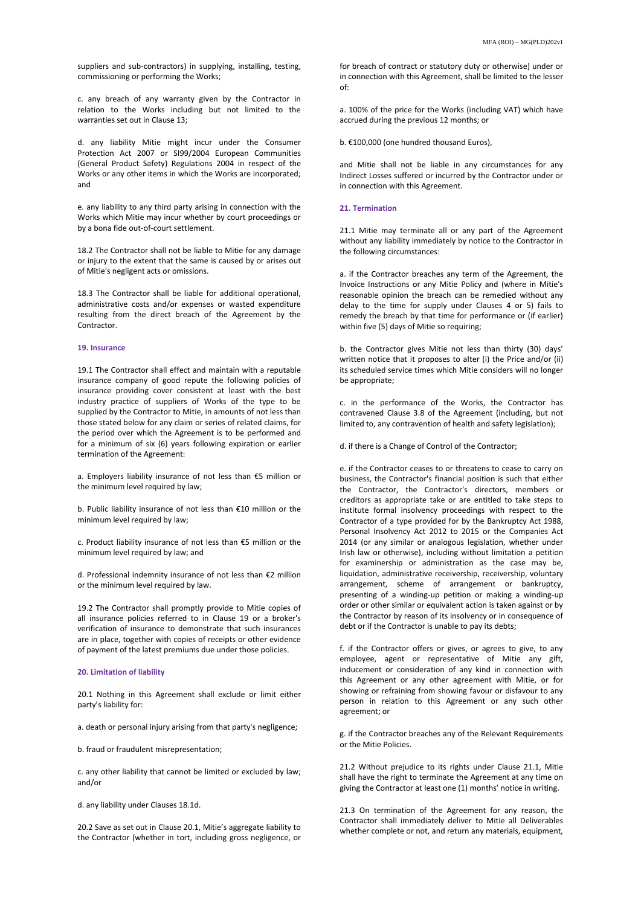suppliers and sub-contractors) in supplying, installing, testing, commissioning or performing the Works;

c. any breach of any warranty given by the Contractor in relation to the Works including but not limited to the warranties set out in Clause 13;

d. any liability Mitie might incur under the Consumer Protection Act 2007 or SI99/2004 European Communities (General Product Safety) Regulations 2004 in respect of the Works or any other items in which the Works are incorporated; and

e. any liability to any third party arising in connection with the Works which Mitie may incur whether by court proceedings or by a bona fide out-of-court settlement.

18.2 The Contractor shall not be liable to Mitie for any damage or injury to the extent that the same is caused by or arises out of Mitie's negligent acts or omissions.

18.3 The Contractor shall be liable for additional operational, administrative costs and/or expenses or wasted expenditure resulting from the direct breach of the Agreement by the Contractor.

## 19. Insurance

19.1 The Contractor shall effect and maintain with a reputable insurance company of good repute the following policies of insurance providing cover consistent at least with the best industry practice of suppliers of Works of the type to be supplied by the Contractor to Mitie, in amounts of not less than those stated below for any claim or series of related claims, for the period over which the Agreement is to be performed and for a minimum of six (6) years following expiration or earlier termination of the Agreement:

a. Employers liability insurance of not less than €5 million or the minimum level required by law;

b. Public liability insurance of not less than €10 million or the minimum level required by law;

c. Product liability insurance of not less than €5 million or the minimum level required by law; and

d. Professional indemnity insurance of not less than €2 million or the minimum level required by law.

19.2 The Contractor shall promptly provide to Mitie copies of all insurance policies referred to in Clause 19 or a broker's verification of insurance to demonstrate that such insurances are in place, together with copies of receipts or other evidence of payment of the latest premiums due under those policies.

## 20. Limitation of liability

20.1 Nothing in this Agreement shall exclude or limit either party's liability for:

a. death or personal injury arising from that party's negligence;

b. fraud or fraudulent misrepresentation;

c. any other liability that cannot be limited or excluded by law; and/or

d. any liability under Clauses 18.1d.

20.2 Save as set out in Clause 20.1, Mitie's aggregate liability to the Contractor (whether in tort, including gross negligence, or for breach of contract or statutory duty or otherwise) under or in connection with this Agreement, shall be limited to the lesser of:

a. 100% of the price for the Works (including VAT) which have accrued during the previous 12 months; or

b. €100,000 (one hundred thousand Euros),

and Mitie shall not be liable in any circumstances for any Indirect Losses suffered or incurred by the Contractor under or in connection with this Agreement.

## 21. Termination

21.1 Mitie may terminate all or any part of the Agreement without any liability immediately by notice to the Contractor in the following circumstances:

a. if the Contractor breaches any term of the Agreement, the Invoice Instructions or any Mitie Policy and (where in Mitie's reasonable opinion the breach can be remedied without any delay to the time for supply under Clauses 4 or 5) fails to remedy the breach by that time for performance or (if earlier) within five (5) days of Mitie so requiring;

b. the Contractor gives Mitie not less than thirty (30) days' written notice that it proposes to alter (i) the Price and/or (ii) its scheduled service times which Mitie considers will no longer be appropriate;

c. in the performance of the Works, the Contractor has contravened Clause 3.8 of the Agreement (including, but not limited to, any contravention of health and safety legislation);

d. if there is a Change of Control of the Contractor;

e. if the Contractor ceases to or threatens to cease to carry on business, the Contractor's financial position is such that either the Contractor, the Contractor's directors, members or creditors as appropriate take or are entitled to take steps to institute formal insolvency proceedings with respect to the Contractor of a type provided for by the Bankruptcy Act 1988, Personal Insolvency Act 2012 to 2015 or the Companies Act 2014 (or any similar or analogous legislation, whether under Irish law or otherwise), including without limitation a petition for examinership or administration as the case may be, liquidation, administrative receivership, receivership, voluntary arrangement, scheme of arrangement or bankruptcy, presenting of a winding-up petition or making a winding-up order or other similar or equivalent action is taken against or by the Contractor by reason of its insolvency or in consequence of debt or if the Contractor is unable to pay its debts;

f. if the Contractor offers or gives, or agrees to give, to any employee, agent or representative of Mitie any gift, inducement or consideration of any kind in connection with this Agreement or any other agreement with Mitie, or for showing or refraining from showing favour or disfavour to any person in relation to this Agreement or any such other agreement; or

g. if the Contractor breaches any of the Relevant Requirements or the Mitie Policies.

21.2 Without prejudice to its rights under Clause 21.1, Mitie shall have the right to terminate the Agreement at any time on giving the Contractor at least one (1) months' notice in writing.

21.3 On termination of the Agreement for any reason, the Contractor shall immediately deliver to Mitie all Deliverables whether complete or not, and return any materials, equipment,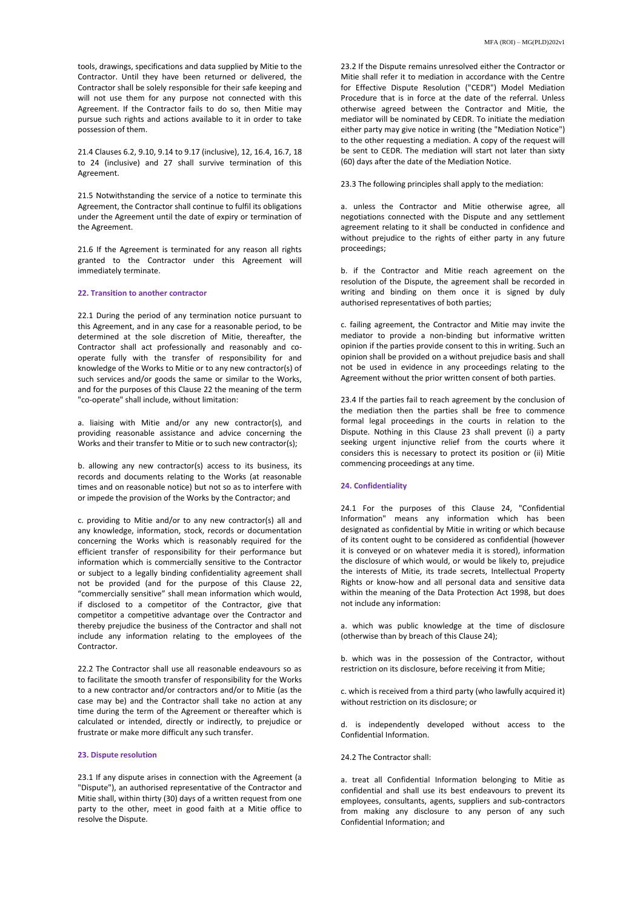tools, drawings, specifications and data supplied by Mitie to the Contractor. Until they have been returned or delivered, the Contractor shall be solely responsible for their safe keeping and will not use them for any purpose not connected with this Agreement. If the Contractor fails to do so, then Mitie may pursue such rights and actions available to it in order to take possession of them.

21.4 Clauses 6.2, 9.10, 9.14 to 9.17 (inclusive), 12, 16.4, 16.7, 18 to 24 (inclusive) and 27 shall survive termination of this Agreement.

21.5 Notwithstanding the service of a notice to terminate this Agreement, the Contractor shall continue to fulfil its obligations under the Agreement until the date of expiry or termination of the Agreement.

21.6 If the Agreement is terminated for any reason all rights granted to the Contractor under this Agreement will immediately terminate.

### 22. Transition to another contractor

22.1 During the period of any termination notice pursuant to this Agreement, and in any case for a reasonable period, to be determined at the sole discretion of Mitie, thereafter, the Contractor shall act professionally and reasonably and co-operate fully with the transfer of responsibility for and knowledge of the Works to Mitie or to any new contractor(s) of such services and/or goods the same or similar to the Works, and for the purposes of this Clause 22 the meaning of the term "co-operate" shall include, without limitation:

a. liaising with Mitie and/or any new contractor(s), and providing reasonable assistance and advice concerning the Works and their transfer to Mitie or to such new contractor(s);

b. allowing any new contractor(s) access to its business, its records and documents relating to the Works (at reasonable times and on reasonable notice) but not so as to interfere with or impede the provision of the Works by the Contractor; and

c. providing to Mitie and/or to any new contractor(s) all and any knowledge, information, stock, records or documentation concerning the Works which is reasonably required for the efficient transfer of responsibility for their performance but information which is commercially sensitive to the Contractor or subject to a legally binding confidentiality agreement shall not be provided (and for the purpose of this Clause 22, "commercially sensitive" shall mean information which would, if disclosed to a competitor of the Contractor, give that competitor a competitive advantage over the Contractor and thereby prejudice the business of the Contractor and shall not include any information relating to the employees of the Contractor.

22.2 The Contractor shall use all reasonable endeavours so as to facilitate the smooth transfer of responsibility for the Works to a new contractor and/or contractors and/or to Mitie (as the case may be) and the Contractor shall take no action at any time during the term of the Agreement or thereafter which is calculated or intended, directly or indirectly, to prejudice or frustrate or make more difficult any such transfer.

### 23. Dispute resolution

23.1 If any dispute arises in connection with the Agreement (a "Dispute"), an authorised representative of the Contractor and Mitie shall, within thirty (30) days of a written request from one party to the other, meet in good faith at a Mitie office to resolve the Dispute.

23.2 If the Dispute remains unresolved either the Contractor or Mitie shall refer it to mediation in accordance with the Centre for Effective Dispute Resolution ("CEDR") Model Mediation Procedure that is in force at the date of the referral. Unless otherwise agreed between the Contractor and Mitie, the mediator will be nominated by CEDR. To initiate the mediation either party may give notice in writing (the "Mediation Notice") to the other requesting a mediation. A copy of the request will be sent to CEDR. The mediation will start not later than sixty (60) days after the date of the Mediation Notice.

23.3 The following principles shall apply to the mediation:

a. unless the Contractor and Mitie otherwise agree, all negotiations connected with the Dispute and any settlement agreement relating to it shall be conducted in confidence and without prejudice to the rights of either party in any future proceedings;

b. if the Contractor and Mitie reach agreement on the resolution of the Dispute, the agreement shall be recorded in writing and binding on them once it is signed by duly authorised representatives of both parties;

c. failing agreement, the Contractor and Mitie may invite the mediator to provide a non-binding but informative written opinion if the parties provide consent to this in writing. Such an opinion shall be provided on a without prejudice basis and shall not be used in evidence in any proceedings relating to the Agreement without the prior written consent of both parties.

23.4 If the parties fail to reach agreement by the conclusion of the mediation then the parties shall be free to commence formal legal proceedings in the courts in relation to the Dispute. Nothing in this Clause 23 shall prevent (i) a party seeking urgent injunctive relief from the courts where it considers this is necessary to protect its position or (ii) Mitie commencing proceedings at any time.

### 24. Confidentiality

24.1 For the purposes of this Clause 24, "Confidential Information" means any information which has been designated as confidential by Mitie in writing or which because of its content ought to be considered as confidential (however it is conveyed or on whatever media it is stored), information the disclosure of which would, or would be likely to, prejudice the interests of Mitie, its trade secrets, Intellectual Property Rights or know-how and all personal data and sensitive data within the meaning of the Data Protection Act 1998, but does not include any information:

a. which was public knowledge at the time of disclosure (otherwise than by breach of this Clause 24);

b. which was in the possession of the Contractor, without restriction on its disclosure, before receiving it from Mitie;

c. which is received from a third party (who lawfully acquired it) without restriction on its disclosure; or

d. is independently developed without access to the Confidential Information.

24.2 The Contractor shall:

a. treat all Confidential Information belonging to Mitie as confidential and shall use its best endeavours to prevent its employees, consultants, agents, suppliers and sub-contractors from making any disclosure to any person of any such Confidential Information; and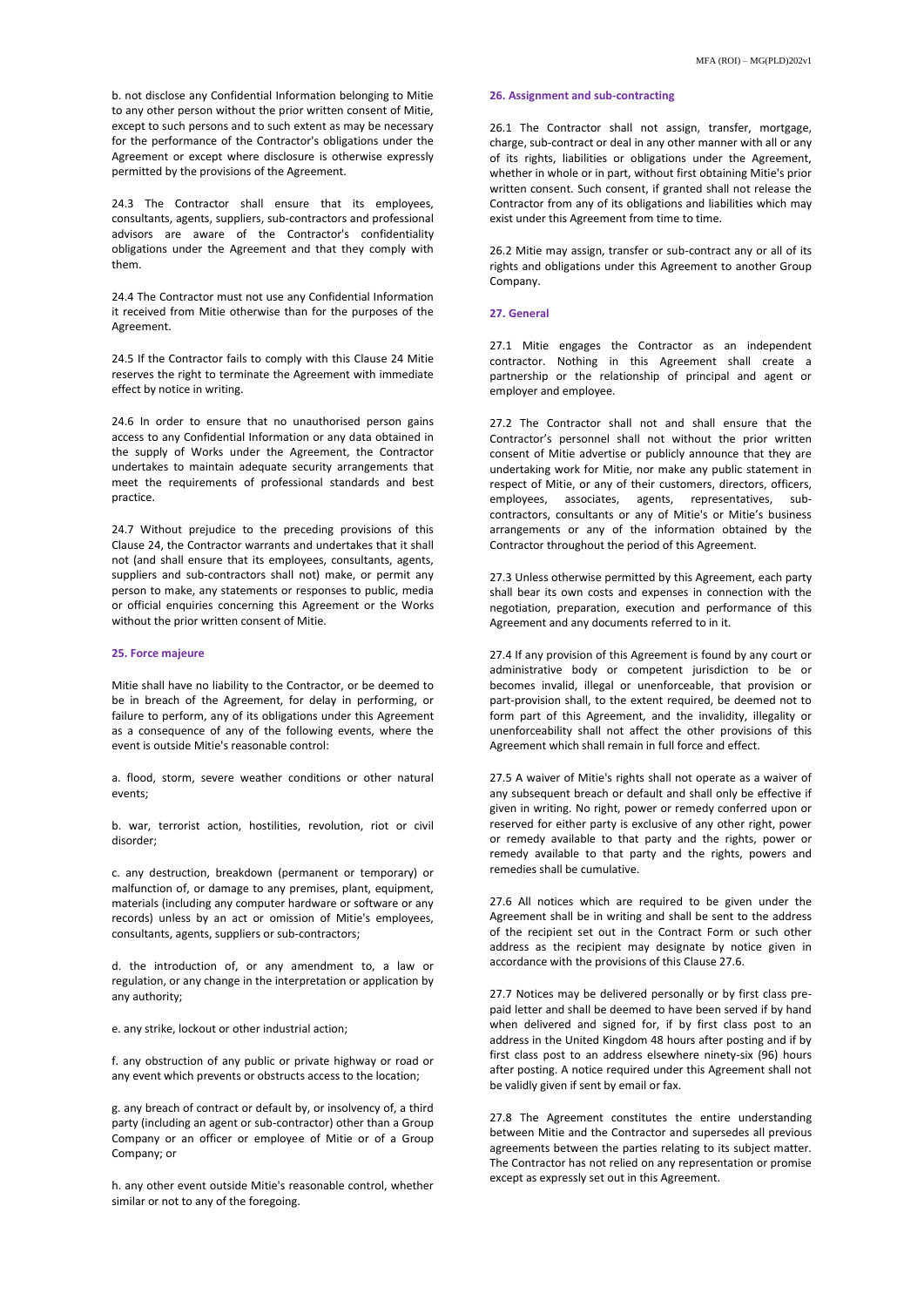b. not disclose any Confidential Information belonging to Mitie to any other person without the prior written consent of Mitie, except to such persons and to such extent as may be necessary for the performance of the Contractor's obligations under the Agreement or except where disclosure is otherwise expressly permitted by the provisions of the Agreement.

24.3 The Contractor shall ensure that its employees, consultants, agents, suppliers, sub-contractors and professional advisors are aware of the Contractor's confidentiality obligations under the Agreement and that they comply with them.

24.4 The Contractor must not use any Confidential Information it received from Mitie otherwise than for the purposes of the Agreement.

24.5 If the Contractor fails to comply with this Clause 24 Mitie reserves the right to terminate the Agreement with immediate effect by notice in writing.

24.6 In order to ensure that no unauthorised person gains access to any Confidential Information or any data obtained in the supply of Works under the Agreement, the Contractor undertakes to maintain adequate security arrangements that meet the requirements of professional standards and best practice.

24.7 Without prejudice to the preceding provisions of this Clause 24, the Contractor warrants and undertakes that it shall not (and shall ensure that its employees, consultants, agents, suppliers and sub-contractors shall not) make, or permit any person to make, any statements or responses to public, media or official enquiries concerning this Agreement or the Works without the prior written consent of Mitie.

### 25. Force majeure

Mitie shall have no liability to the Contractor, or be deemed to be in breach of the Agreement, for delay in performing, or failure to perform, any of its obligations under this Agreement as a consequence of any of the following events, where the event is outside Mitie's reasonable control:

a. flood, storm, severe weather conditions or other natural events;

b. war, terrorist action, hostilities, revolution, riot or civil disorder;

c. any destruction, breakdown (permanent or temporary) or malfunction of, or damage to any premises, plant, equipment, materials (including any computer hardware or software or any records) unless by an act or omission of Mitie's employees, consultants, agents, suppliers or sub-contractors;

d. the introduction of, or any amendment to, a law or regulation, or any change in the interpretation or application by any authority;

e. any strike, lockout or other industrial action;

f. any obstruction of any public or private highway or road or any event which prevents or obstructs access to the location;

g. any breach of contract or default by, or insolvency of, a third party (including an agent or sub-contractor) other than a Group Company or an officer or employee of Mitie or of a Group Company; or

h. any other event outside Mitie's reasonable control, whether similar or not to any of the foregoing.

### 26. Assignment and sub-contracting

26.1 The Contractor shall not assign, transfer, mortgage, charge, sub-contract or deal in any other manner with all or any of its rights, liabilities or obligations under the Agreement, whether in whole or in part, without first obtaining Mitie's prior written consent. Such consent, if granted shall not release the Contractor from any of its obligations and liabilities which may exist under this Agreement from time to time.

26.2 Mitie may assign, transfer or sub-contract any or all of its rights and obligations under this Agreement to another Group Company.

### 27. General

27.1 Mitie engages the Contractor as an independent contractor. Nothing in this Agreement shall create a partnership or the relationship of principal and agent or employer and employee.

27.2 The Contractor shall not and shall ensure that the Contractor's personnel shall not without the prior written consent of Mitie advertise or publicly announce that they are undertaking work for Mitie, nor make any public statement in respect of Mitie, or any of their customers, directors, officers, employees, associates, agents, representatives, sub-contractors, consultants or any of Mitie's or Mitie's business arrangements or any of the information obtained by the Contractor throughout the period of this Agreement.

27.3 Unless otherwise permitted by this Agreement, each party shall bear its own costs and expenses in connection with the negotiation, preparation, execution and performance of this Agreement and any documents referred to in it.

27.4 If any provision of this Agreement is found by any court or administrative body or competent jurisdiction to be or becomes invalid, illegal or unenforceable, that provision or part-provision shall, to the extent required, be deemed not to form part of this Agreement, and the invalidity, illegality or unenforceability shall not affect the other provisions of this Agreement which shall remain in full force and effect.

27.5 A waiver of Mitie's rights shall not operate as a waiver of any subsequent breach or default and shall only be effective if given in writing. No right, power or remedy conferred upon or reserved for either party is exclusive of any other right, power or remedy available to that party and the rights, power or remedy available to that party and the rights, powers and remedies shall be cumulative.

27.6 All notices which are required to be given under the Agreement shall be in writing and shall be sent to the address of the recipient set out in the Contract Form or such other address as the recipient may designate by notice given in accordance with the provisions of this Clause 27.6.

27.7 Notices may be delivered personally or by first class pre-paid letter and shall be deemed to have been served if by hand when delivered and signed for, if by first class post to an address in the United Kingdom 48 hours after posting and if by first class post to an address elsewhere ninety-six (96) hours after posting. A notice required under this Agreement shall not be validly given if sent by email or fax.

27.8 The Agreement constitutes the entire understanding between Mitie and the Contractor and supersedes all previous agreements between the parties relating to its subject matter. The Contractor has not relied on any representation or promise except as expressly set out in this Agreement.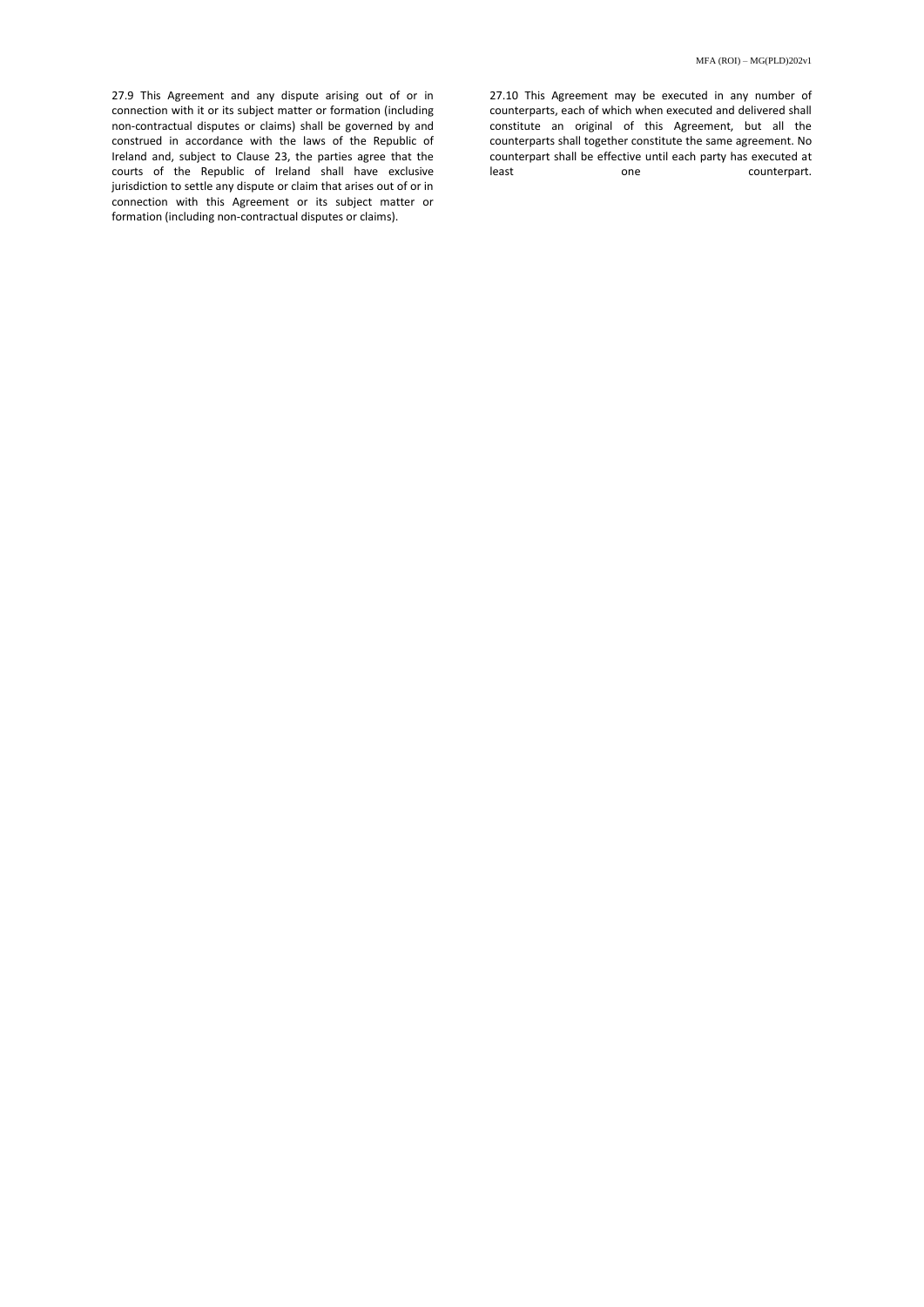27.9 This Agreement and any dispute arising out of or in connection with it or its subject matter or formation (including non-contractual disputes or claims) shall be governed by and construed in accordance with the laws of the Republic of Ireland and, subject to Clause 23, the parties agree that the courts of the Republic of Ireland shall have exclusive jurisdiction to settle any dispute or claim that arises out of or in connection with this Agreement or its subject matter or formation (including non-contractual disputes or claims).

27.10 This Agreement may be executed in any number of counterparts, each of which when executed and delivered shall constitute an original of this Agreement, but all the counterparts shall together constitute the same agreement. No counterpart shall be effective until each party has executed at least one counterpart.